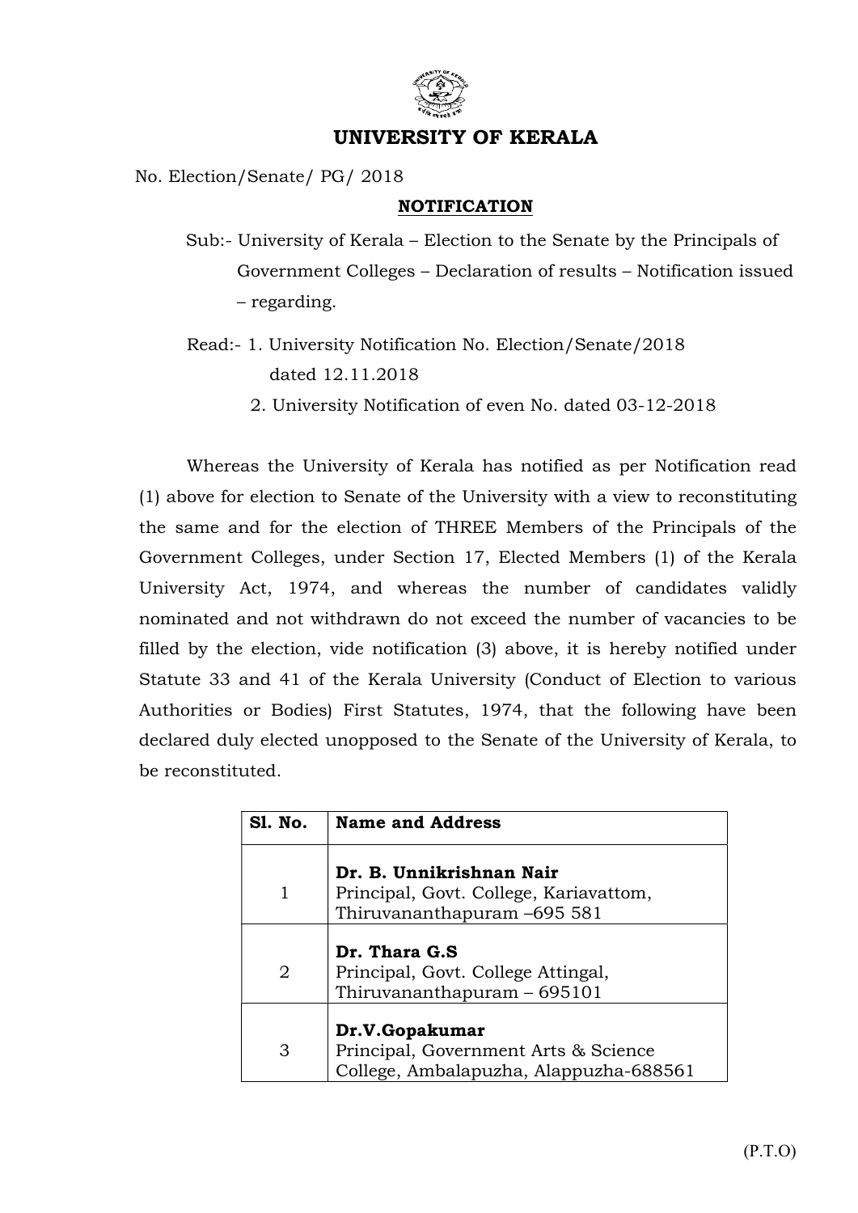# UNIVERSITY OF KERALA

No. Election/Senate/ PG/ 2018

## NOTIFICATION

Sub:- University of Kerala – Election to the Senate by the Principals of Government Colleges – Declaration of results – Notification issued – regarding.

Read:- 1. University Notification No. Election/Senate/2018 dated 12.11.2018
2. University Notification of even No. dated 03-12-2018

Whereas the University of Kerala has notified as per Notification read (1) above for election to Senate of the University with a view to reconstituting the same and for the election of THREE Members of the Principals of the Government Colleges, under Section 17, Elected Members (1) of the Kerala University Act, 1974, and whereas the number of candidates validly nominated and not withdrawn do not exceed the number of vacancies to be filled by the election, vide notification (3) above, it is hereby notified under Statute 33 and 41 of the Kerala University (Conduct of Election to various Authorities or Bodies) First Statutes, 1974, that the following have been declared duly elected unopposed to the Senate of the University of Kerala, to be reconstituted.

| Sl. No. | Name and Address |
|---|---|
| 1 | **Dr. B. Unnikrishnan Nair**<br>Principal, Govt. College, Kariavattom,<br>Thiruvananthapuram –695 581 |
| 2 | **Dr. Thara G.S**<br>Principal, Govt. College Attingal,<br>Thiruvananthapuram – 695101 |
| 3 | **Dr.V.Gopakumar**<br>Principal, Government Arts & Science College, Ambalapuzha, Alappuzha-688561 |

(P.T.O)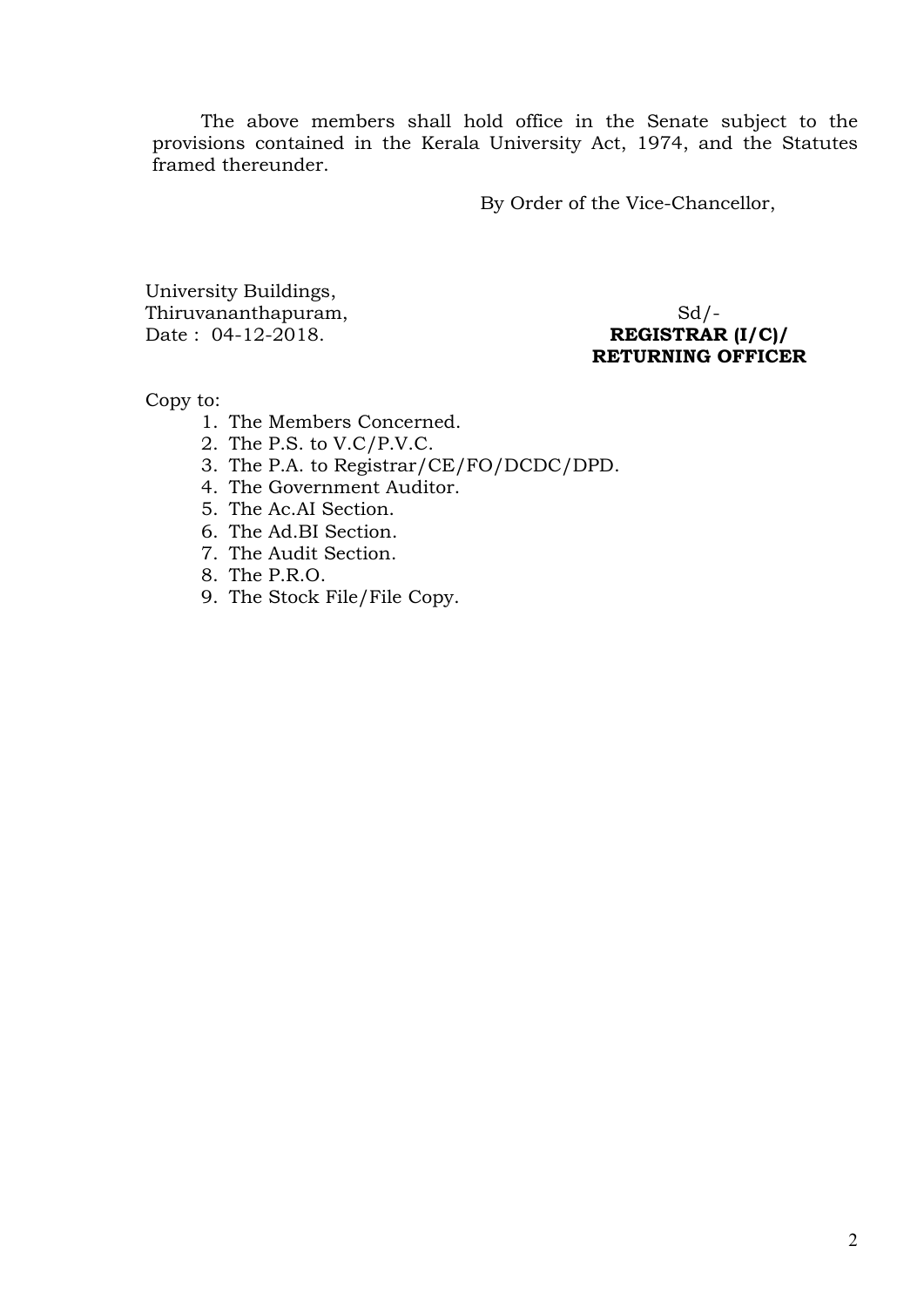The above members shall hold office in the Senate subject to the provisions contained in the Kerala University Act, 1974, and the Statutes framed thereunder.

By Order of the Vice-Chancellor,

University Buildings,
Thiruvananthapuram,
Date : 04-12-2018.

Sd/-
**REGISTRAR (I/C)/**
**RETURNING OFFICER**

Copy to:

1. The Members Concerned.
2. The P.S. to V.C/P.V.C.
3. The P.A. to Registrar/CE/FO/DCDC/DPD.
4. The Government Auditor.
5. The Ac.AI Section.
6. The Ad.BI Section.
7. The Audit Section.
8. The P.R.O.
9. The Stock File/File Copy.